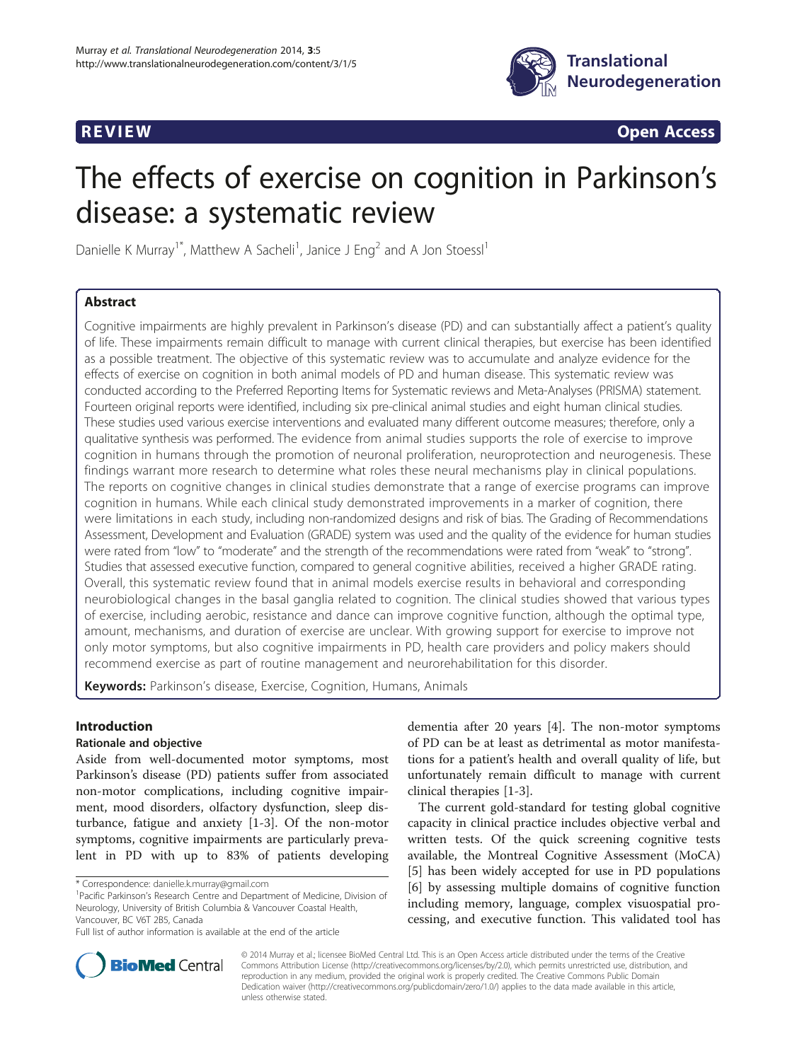**REVIEW** **Open Access**

# The effects of exercise on cognition in Parkinson's disease: a systematic review

Danielle K Murray[1*], Matthew A Sacheli[1], Janice J Eng[2] and A Jon Stoessl[1]

## Abstract

Cognitive impairments are highly prevalent in Parkinson's disease (PD) and can substantially affect a patient's quality of life. These impairments remain difficult to manage with current clinical therapies, but exercise has been identified as a possible treatment. The objective of this systematic review was to accumulate and analyze evidence for the effects of exercise on cognition in both animal models of PD and human disease. This systematic review was conducted according to the Preferred Reporting Items for Systematic reviews and Meta-Analyses (PRISMA) statement. Fourteen original reports were identified, including six pre-clinical animal studies and eight human clinical studies. These studies used various exercise interventions and evaluated many different outcome measures; therefore, only a qualitative synthesis was performed. The evidence from animal studies supports the role of exercise to improve cognition in humans through the promotion of neuronal proliferation, neuroprotection and neurogenesis. These findings warrant more research to determine what roles these neural mechanisms play in clinical populations. The reports on cognitive changes in clinical studies demonstrate that a range of exercise programs can improve cognition in humans. While each clinical study demonstrated improvements in a marker of cognition, there were limitations in each study, including non-randomized designs and risk of bias. The Grading of Recommendations Assessment, Development and Evaluation (GRADE) system was used and the quality of the evidence for human studies were rated from "low" to "moderate" and the strength of the recommendations were rated from "weak" to "strong". Studies that assessed executive function, compared to general cognitive abilities, received a higher GRADE rating. Overall, this systematic review found that in animal models exercise results in behavioral and corresponding neurobiological changes in the basal ganglia related to cognition. The clinical studies showed that various types of exercise, including aerobic, resistance and dance can improve cognitive function, although the optimal type, amount, mechanisms, and duration of exercise are unclear. With growing support for exercise to improve not only motor symptoms, but also cognitive impairments in PD, health care providers and policy makers should recommend exercise as part of routine management and neurorehabilitation for this disorder.

**Keywords:** Parkinson's disease, Exercise, Cognition, Humans, Animals

## Introduction

### Rationale and objective

Aside from well-documented motor symptoms, most Parkinson's disease (PD) patients suffer from associated non-motor complications, including cognitive impairment, mood disorders, olfactory dysfunction, sleep disturbance, fatigue and anxiety [1-3]. Of the non-motor symptoms, cognitive impairments are particularly prevalent in PD with up to 83% of patients developing dementia after 20 years [4]. The non-motor symptoms of PD can be at least as detrimental as motor manifestations for a patient's health and overall quality of life, but unfortunately remain difficult to manage with current clinical therapies [1-3].

The current gold-standard for testing global cognitive capacity in clinical practice includes objective verbal and written tests. Of the quick screening cognitive tests available, the Montreal Cognitive Assessment (MoCA) [5] has been widely accepted for use in PD populations [6] by assessing multiple domains of cognitive function including memory, language, complex visuospatial processing, and executive function. This validated tool has

\* Correspondence: danielle.k.murray@gmail.com
[1]Pacific Parkinson's Research Centre and Department of Medicine, Division of Neurology, University of British Columbia & Vancouver Coastal Health, Vancouver, BC V6T 2B5, Canada
Full list of author information is available at the end of the article

© 2014 Murray et al.; licensee BioMed Central Ltd. This is an Open Access article distributed under the terms of the Creative Commons Attribution License (http://creativecommons.org/licenses/by/2.0), which permits unrestricted use, distribution, and reproduction in any medium, provided the original work is properly credited. The Creative Commons Public Domain Dedication waiver (http://creativecommons.org/publicdomain/zero/1.0/) applies to the data made available in this article, unless otherwise stated.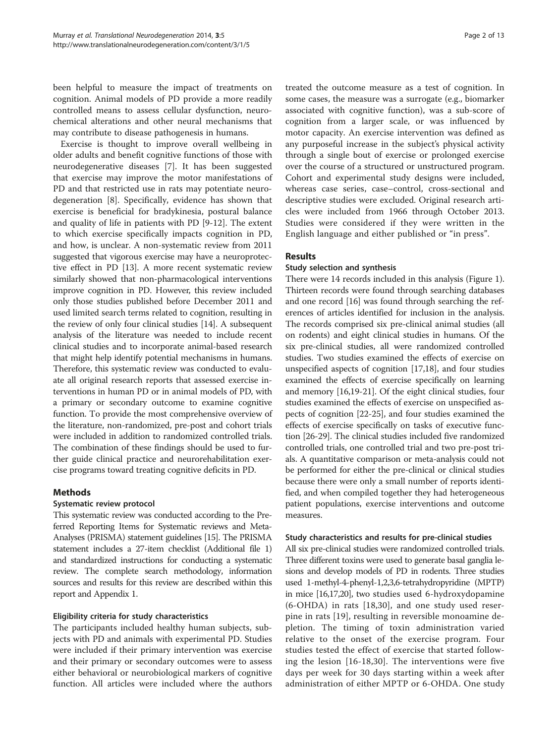been helpful to measure the impact of treatments on cognition. Animal models of PD provide a more readily controlled means to assess cellular dysfunction, neurochemical alterations and other neural mechanisms that may contribute to disease pathogenesis in humans.

Exercise is thought to improve overall wellbeing in older adults and benefit cognitive functions of those with neurodegenerative diseases [7]. It has been suggested that exercise may improve the motor manifestations of PD and that restricted use in rats may potentiate neurodegeneration [8]. Specifically, evidence has shown that exercise is beneficial for bradykinesia, postural balance and quality of life in patients with PD [9-12]. The extent to which exercise specifically impacts cognition in PD, and how, is unclear. A non-systematic review from 2011 suggested that vigorous exercise may have a neuroprotective effect in PD [13]. A more recent systematic review similarly showed that non-pharmacological interventions improve cognition in PD. However, this review included only those studies published before December 2011 and used limited search terms related to cognition, resulting in the review of only four clinical studies [14]. A subsequent analysis of the literature was needed to include recent clinical studies and to incorporate animal-based research that might help identify potential mechanisms in humans. Therefore, this systematic review was conducted to evaluate all original research reports that assessed exercise interventions in human PD or in animal models of PD, with a primary or secondary outcome to examine cognitive function. To provide the most comprehensive overview of the literature, non-randomized, pre-post and cohort trials were included in addition to randomized controlled trials. The combination of these findings should be used to further guide clinical practice and neurorehabilitation exercise programs toward treating cognitive deficits in PD.

## Methods

### Systematic review protocol

This systematic review was conducted according to the Preferred Reporting Items for Systematic reviews and Meta-Analyses (PRISMA) statement guidelines [15]. The PRISMA statement includes a 27-item checklist (Additional file 1) and standardized instructions for conducting a systematic review. The complete search methodology, information sources and results for this review are described within this report and Appendix 1.

### Eligibility criteria for study characteristics

The participants included healthy human subjects, subjects with PD and animals with experimental PD. Studies were included if their primary intervention was exercise and their primary or secondary outcomes were to assess either behavioral or neurobiological markers of cognitive function. All articles were included where the authors treated the outcome measure as a test of cognition. In some cases, the measure was a surrogate (e.g., biomarker associated with cognitive function), was a sub-score of cognition from a larger scale, or was influenced by motor capacity. An exercise intervention was defined as any purposeful increase in the subject's physical activity through a single bout of exercise or prolonged exercise over the course of a structured or unstructured program. Cohort and experimental study designs were included, whereas case series, case–control, cross-sectional and descriptive studies were excluded. Original research articles were included from 1966 through October 2013. Studies were considered if they were written in the English language and either published or "in press".

## Results

### Study selection and synthesis

There were 14 records included in this analysis (Figure 1). Thirteen records were found through searching databases and one record [16] was found through searching the references of articles identified for inclusion in the analysis. The records comprised six pre-clinical animal studies (all on rodents) and eight clinical studies in humans. Of the six pre-clinical studies, all were randomized controlled studies. Two studies examined the effects of exercise on unspecified aspects of cognition [17,18], and four studies examined the effects of exercise specifically on learning and memory [16,19-21]. Of the eight clinical studies, four studies examined the effects of exercise on unspecified aspects of cognition [22-25], and four studies examined the effects of exercise specifically on tasks of executive function [26-29]. The clinical studies included five randomized controlled trials, one controlled trial and two pre-post trials. A quantitative comparison or meta-analysis could not be performed for either the pre-clinical or clinical studies because there were only a small number of reports identified, and when compiled together they had heterogeneous patient populations, exercise interventions and outcome measures.

### Study characteristics and results for pre-clinical studies

All six pre-clinical studies were randomized controlled trials. Three different toxins were used to generate basal ganglia lesions and develop models of PD in rodents. Three studies used 1-methyl-4-phenyl-1,2,3,6-tetrahydropyridine (MPTP) in mice [16,17,20], two studies used 6-hydroxydopamine (6-OHDA) in rats [18,30], and one study used reserpine in rats [19], resulting in reversible monoamine depletion. The timing of toxin administration varied relative to the onset of the exercise program. Four studies tested the effect of exercise that started following the lesion [16-18,30]. The interventions were five days per week for 30 days starting within a week after administration of either MPTP or 6-OHDA. One study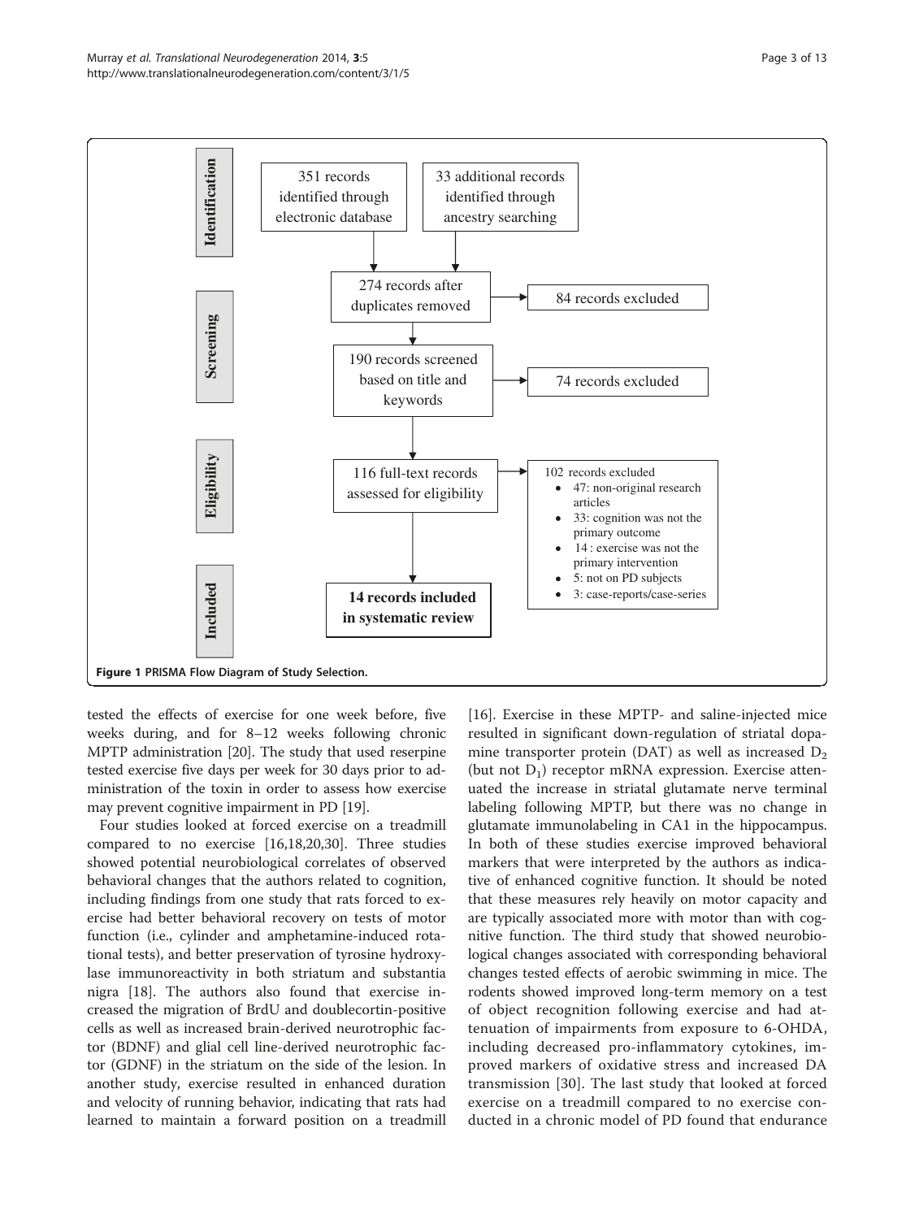Identification

351 records identified through electronic database

33 additional records identified through ancestry searching

Screening

274 records after duplicates removed → 84 records excluded

190 records screened based on title and keywords → 74 records excluded

Eligibility

116 full-text records assessed for eligibility → 102 records excluded

- 47: non-original research articles
- 33: cognition was not the primary outcome
- 14 : exercise was not the primary intervention
- 5: not on PD subjects
- 3: case-reports/case-series

Included

**14 records included in systematic review**

**Figure 1 PRISMA Flow Diagram of Study Selection.**

tested the effects of exercise for one week before, five weeks during, and for 8–12 weeks following chronic MPTP administration [20]. The study that used reserpine tested exercise five days per week for 30 days prior to administration of the toxin in order to assess how exercise may prevent cognitive impairment in PD [19].

Four studies looked at forced exercise on a treadmill compared to no exercise [16,18,20,30]. Three studies showed potential neurobiological correlates of observed behavioral changes that the authors related to cognition, including findings from one study that rats forced to exercise had better behavioral recovery on tests of motor function (i.e., cylinder and amphetamine-induced rotational tests), and better preservation of tyrosine hydroxylase immunoreactivity in both striatum and substantia nigra [18]. The authors also found that exercise increased the migration of BrdU and doublecortin-positive cells as well as increased brain-derived neurotrophic factor (BDNF) and glial cell line-derived neurotrophic factor (GDNF) in the striatum on the side of the lesion. In another study, exercise resulted in enhanced duration and velocity of running behavior, indicating that rats had learned to maintain a forward position on a treadmill [16]. Exercise in these MPTP- and saline-injected mice resulted in significant down-regulation of striatal dopamine transporter protein (DAT) as well as increased $D_2$ (but not $D_1$) receptor mRNA expression. Exercise attenuated the increase in striatal glutamate nerve terminal labeling following MPTP, but there was no change in glutamate immunolabeling in CA1 in the hippocampus. In both of these studies exercise improved behavioral markers that were interpreted by the authors as indicative of enhanced cognitive function. It should be noted that these measures rely heavily on motor capacity and are typically associated more with motor than with cognitive function. The third study that showed neurobiological changes associated with corresponding behavioral changes tested effects of aerobic swimming in mice. The rodents showed improved long-term memory on a test of object recognition following exercise and had attenuation of impairments from exposure to 6-OHDA, including decreased pro-inflammatory cytokines, improved markers of oxidative stress and increased DA transmission [30]. The last study that looked at forced exercise on a treadmill compared to no exercise conducted in a chronic model of PD found that endurance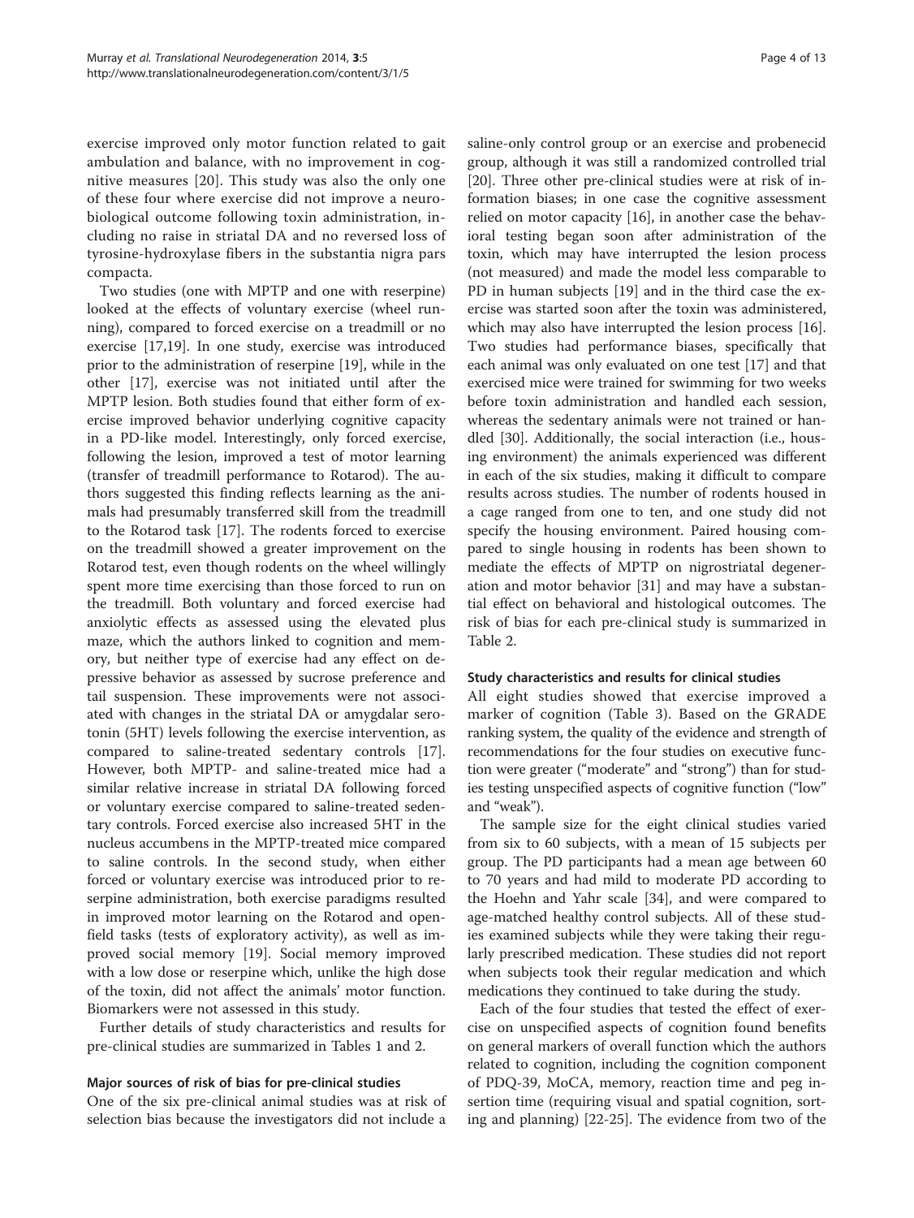exercise improved only motor function related to gait ambulation and balance, with no improvement in cognitive measures [20]. This study was also the only one of these four where exercise did not improve a neurobiological outcome following toxin administration, including no raise in striatal DA and no reversed loss of tyrosine-hydroxylase fibers in the substantia nigra pars compacta.

Two studies (one with MPTP and one with reserpine) looked at the effects of voluntary exercise (wheel running), compared to forced exercise on a treadmill or no exercise [17,19]. In one study, exercise was introduced prior to the administration of reserpine [19], while in the other [17], exercise was not initiated until after the MPTP lesion. Both studies found that either form of exercise improved behavior underlying cognitive capacity in a PD-like model. Interestingly, only forced exercise, following the lesion, improved a test of motor learning (transfer of treadmill performance to Rotarod). The authors suggested this finding reflects learning as the animals had presumably transferred skill from the treadmill to the Rotarod task [17]. The rodents forced to exercise on the treadmill showed a greater improvement on the Rotarod test, even though rodents on the wheel willingly spent more time exercising than those forced to run on the treadmill. Both voluntary and forced exercise had anxiolytic effects as assessed using the elevated plus maze, which the authors linked to cognition and memory, but neither type of exercise had any effect on depressive behavior as assessed by sucrose preference and tail suspension. These improvements were not associated with changes in the striatal DA or amygdalar serotonin (5HT) levels following the exercise intervention, as compared to saline-treated sedentary controls [17]. However, both MPTP- and saline-treated mice had a similar relative increase in striatal DA following forced or voluntary exercise compared to saline-treated sedentary controls. Forced exercise also increased 5HT in the nucleus accumbens in the MPTP-treated mice compared to saline controls. In the second study, when either forced or voluntary exercise was introduced prior to reserpine administration, both exercise paradigms resulted in improved motor learning on the Rotarod and open-field tasks (tests of exploratory activity), as well as improved social memory [19]. Social memory improved with a low dose or reserpine which, unlike the high dose of the toxin, did not affect the animals' motor function. Biomarkers were not assessed in this study.

Further details of study characteristics and results for pre-clinical studies are summarized in Tables 1 and 2.

### Major sources of risk of bias for pre-clinical studies

One of the six pre-clinical animal studies was at risk of selection bias because the investigators did not include a saline-only control group or an exercise and probenecid group, although it was still a randomized controlled trial [20]. Three other pre-clinical studies were at risk of information biases; in one case the cognitive assessment relied on motor capacity [16], in another case the behavioral testing began soon after administration of the toxin, which may have interrupted the lesion process (not measured) and made the model less comparable to PD in human subjects [19] and in the third case the exercise was started soon after the toxin was administered, which may also have interrupted the lesion process [16]. Two studies had performance biases, specifically that each animal was only evaluated on one test [17] and that exercised mice were trained for swimming for two weeks before toxin administration and handled each session, whereas the sedentary animals were not trained or handled [30]. Additionally, the social interaction (i.e., housing environment) the animals experienced was different in each of the six studies, making it difficult to compare results across studies. The number of rodents housed in a cage ranged from one to ten, and one study did not specify the housing environment. Paired housing compared to single housing in rodents has been shown to mediate the effects of MPTP on nigrostriatal degeneration and motor behavior [31] and may have a substantial effect on behavioral and histological outcomes. The risk of bias for each pre-clinical study is summarized in Table 2.

### Study characteristics and results for clinical studies

All eight studies showed that exercise improved a marker of cognition (Table 3). Based on the GRADE ranking system, the quality of the evidence and strength of recommendations for the four studies on executive function were greater ("moderate" and "strong") than for studies testing unspecified aspects of cognitive function ("low" and "weak").

The sample size for the eight clinical studies varied from six to 60 subjects, with a mean of 15 subjects per group. The PD participants had a mean age between 60 to 70 years and had mild to moderate PD according to the Hoehn and Yahr scale [34], and were compared to age-matched healthy control subjects. All of these studies examined subjects while they were taking their regularly prescribed medication. These studies did not report when subjects took their regular medication and which medications they continued to take during the study.

Each of the four studies that tested the effect of exercise on unspecified aspects of cognition found benefits on general markers of overall function which the authors related to cognition, including the cognition component of PDQ-39, MoCA, memory, reaction time and peg insertion time (requiring visual and spatial cognition, sorting and planning) [22-25]. The evidence from two of the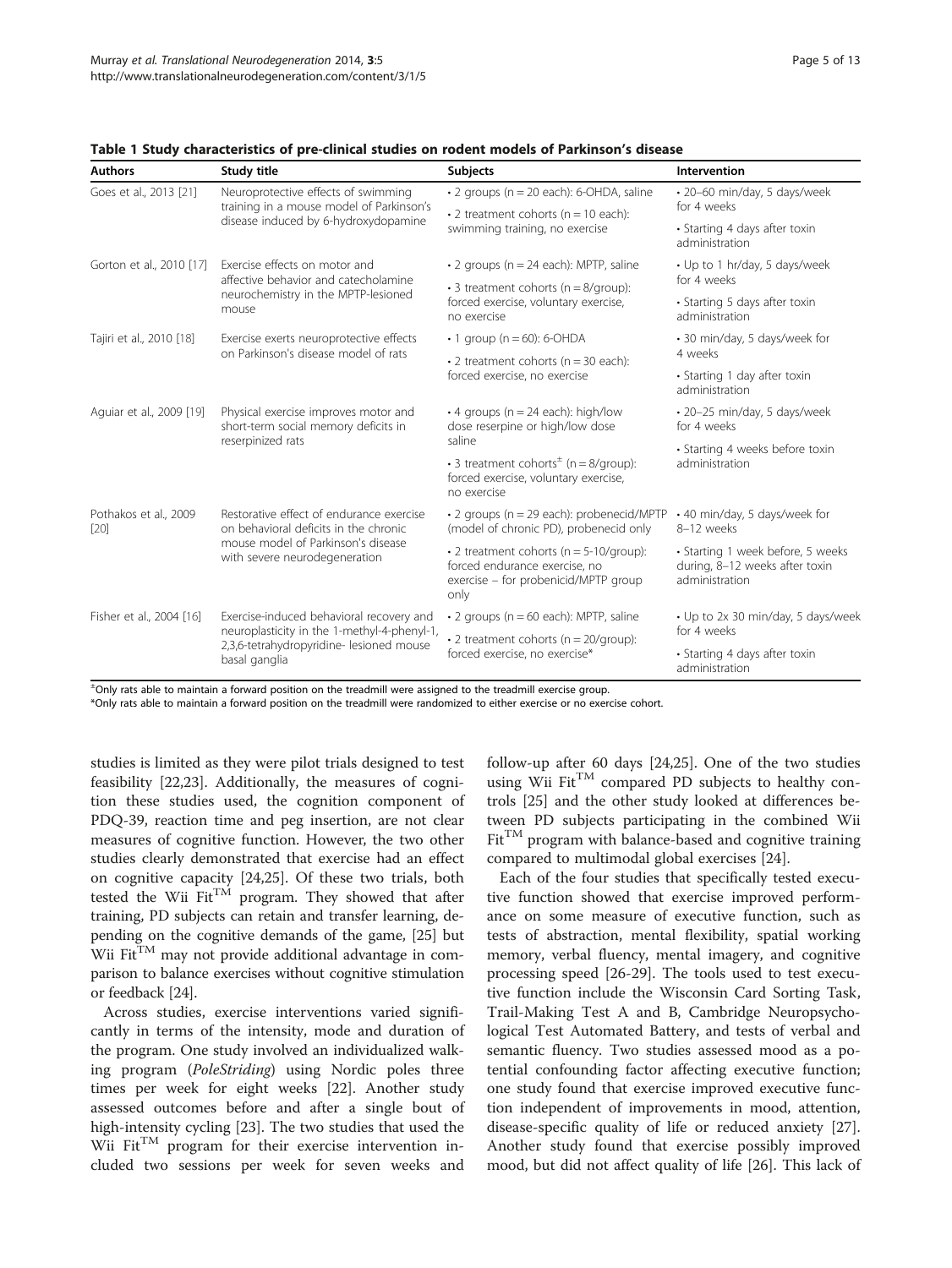**Table 1 Study characteristics of pre-clinical studies on rodent models of Parkinson's disease**

| Authors | Study title | Subjects | Intervention |
|---|---|---|---|
| Goes et al., 2013 [21] | Neuroprotective effects of swimming training in a mouse model of Parkinson's disease induced by 6-hydroxydopamine | • 2 groups (n = 20 each): 6-OHDA, saline<br>• 2 treatment cohorts (n = 10 each): swimming training, no exercise | • 20–60 min/day, 5 days/week for 4 weeks<br>• Starting 4 days after toxin administration |
| Gorton et al., 2010 [17] | Exercise effects on motor and affective behavior and catecholamine neurochemistry in the MPTP-lesioned mouse | • 2 groups (n = 24 each): MPTP, saline<br>• 3 treatment cohorts (n = 8/group): forced exercise, voluntary exercise, no exercise | • Up to 1 hr/day, 5 days/week for 4 weeks<br>• Starting 5 days after toxin administration |
| Tajiri et al., 2010 [18] | Exercise exerts neuroprotective effects on Parkinson's disease model of rats | • 1 group (n = 60): 6-OHDA<br>• 2 treatment cohorts (n = 30 each): forced exercise, no exercise | • 30 min/day, 5 days/week for 4 weeks<br>• Starting 1 day after toxin administration |
| Aguiar et al., 2009 [19] | Physical exercise improves motor and short-term social memory deficits in reserpinized rats | • 4 groups (n = 24 each): high/low dose reserpine or high/low dose saline<br>• 3 treatment cohorts$^{\pm}$ (n = 8/group): forced exercise, voluntary exercise, no exercise | • 20–25 min/day, 5 days/week for 4 weeks<br>• Starting 4 weeks before toxin administration |
| Pothakos et al., 2009 [20] | Restorative effect of endurance exercise on behavioral deficits in the chronic mouse model of Parkinson's disease with severe neurodegeneration | • 2 groups (n = 29 each): probenecid/MPTP (model of chronic PD), probenecid only<br>• 2 treatment cohorts (n = 5-10/group): forced endurance exercise, no exercise – for probenicid/MPTP group only | • 40 min/day, 5 days/week for 8–12 weeks<br>• Starting 1 week before, 5 weeks during, 8–12 weeks after toxin administration |
| Fisher et al., 2004 [16] | Exercise-induced behavioral recovery and neuroplasticity in the 1-methyl-4-phenyl-1, 2,3,6-tetrahydropyridine- lesioned mouse basal ganglia | • 2 groups (n = 60 each): MPTP, saline<br>• 2 treatment cohorts (n = 20/group): forced exercise, no exercise* | • Up to 2x 30 min/day, 5 days/week for 4 weeks<br>• Starting 4 days after toxin administration |

$^{\pm}$Only rats able to maintain a forward position on the treadmill were assigned to the treadmill exercise group.
*Only rats able to maintain a forward position on the treadmill were randomized to either exercise or no exercise cohort.

studies is limited as they were pilot trials designed to test feasibility [22,23]. Additionally, the measures of cognition these studies used, the cognition component of PDQ-39, reaction time and peg insertion, are not clear measures of cognitive function. However, the two other studies clearly demonstrated that exercise had an effect on cognitive capacity [24,25]. Of these two trials, both tested the Wii Fit™ program. They showed that after training, PD subjects can retain and transfer learning, depending on the cognitive demands of the game, [25] but Wii Fit™ may not provide additional advantage in comparison to balance exercises without cognitive stimulation or feedback [24].

Across studies, exercise interventions varied significantly in terms of the intensity, mode and duration of the program. One study involved an individualized walking program (*PoleStriding*) using Nordic poles three times per week for eight weeks [22]. Another study assessed outcomes before and after a single bout of high-intensity cycling [23]. The two studies that used the Wii Fit™ program for their exercise intervention included two sessions per week for seven weeks and follow-up after 60 days [24,25]. One of the two studies using Wii Fit™ compared PD subjects to healthy controls [25] and the other study looked at differences between PD subjects participating in the combined Wii Fit™ program with balance-based and cognitive training compared to multimodal global exercises [24].

Each of the four studies that specifically tested executive function showed that exercise improved performance on some measure of executive function, such as tests of abstraction, mental flexibility, spatial working memory, verbal fluency, mental imagery, and cognitive processing speed [26-29]. The tools used to test executive function include the Wisconsin Card Sorting Task, Trail-Making Test A and B, Cambridge Neuropsychological Test Automated Battery, and tests of verbal and semantic fluency. Two studies assessed mood as a potential confounding factor affecting executive function; one study found that exercise improved executive function independent of improvements in mood, attention, disease-specific quality of life or reduced anxiety [27]. Another study found that exercise possibly improved mood, but did not affect quality of life [26]. This lack of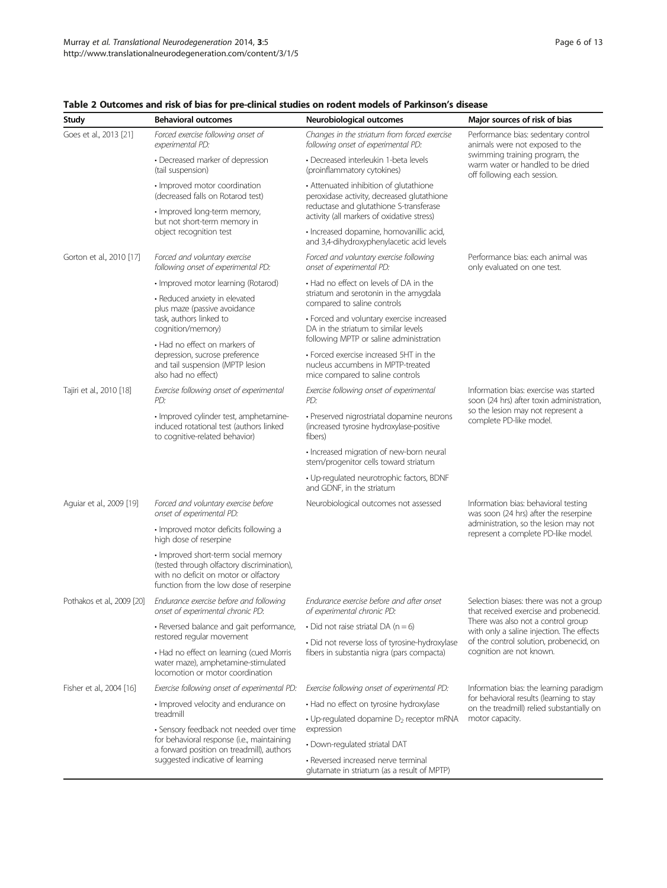**Table 2 Outcomes and risk of bias for pre-clinical studies on rodent models of Parkinson's disease**

| Study | Behavioral outcomes | Neurobiological outcomes | Major sources of risk of bias |
|---|---|---|---|
| Goes et al., 2013 [21] | *Forced exercise following onset of experimental PD:*<br>• Decreased marker of depression (tail suspension)<br>• Improved motor coordination (decreased falls on Rotarod test)<br>• Improved long-term memory, but not short-term memory in object recognition test | *Changes in the striatum from forced exercise following onset of experimental PD:*<br>• Decreased interleukin 1-beta levels (proinflammatory cytokines)<br>• Attenuated inhibition of glutathione peroxidase activity, decreased glutathione reductase and glutathione S-transferase activity (all markers of oxidative stress)<br>• Increased dopamine, homovanillic acid, and 3,4-dihydroxyphenylacetic acid levels | Performance bias: sedentary control animals were not exposed to the swimming training program, the warm water or handled to be dried off following each session. |
| Gorton et al., 2010 [17] | *Forced and voluntary exercise following onset of experimental PD:*<br>• Improved motor learning (Rotarod)<br>• Reduced anxiety in elevated plus maze (passive avoidance task, authors linked to cognition/memory)<br>• Had no effect on markers of depression, sucrose preference and tail suspension (MPTP lesion also had no effect) | *Forced and voluntary exercise following onset of experimental PD:*<br>• Had no effect on levels of DA in the striatum and serotonin in the amygdala compared to saline controls<br>• Forced and voluntary exercise increased DA in the striatum to similar levels following MPTP or saline administration<br>• Forced exercise increased 5HT in the nucleus accumbens in MPTP-treated mice compared to saline controls | Performance bias: each animal was only evaluated on one test. |
| Tajiri et al., 2010 [18] | *Exercise following onset of experimental PD:*<br>• Improved cylinder test, amphetamine-induced rotational test (authors linked to cognitive-related behavior) | *Exercise following onset of experimental PD:*<br>• Preserved nigrostriatal dopamine neurons (increased tyrosine hydroxylase-positive fibers)<br>• Increased migration of new-born neural stem/progenitor cells toward striatum<br>• Up-regulated neurotrophic factors, BDNF and GDNF, in the striatum | Information bias: exercise was started soon (24 hrs) after toxin administration, so the lesion may not represent a complete PD-like model. |
| Aguiar et al., 2009 [19] | *Forced and voluntary exercise before onset of experimental PD:*<br>• Improved motor deficits following a high dose of reserpine<br>• Improved short-term social memory (tested through olfactory discrimination), with no deficit on motor or olfactory function from the low dose of reserpine | Neurobiological outcomes not assessed | Information bias: behavioral testing was soon (24 hrs) after the reserpine administration, so the lesion may not represent a complete PD-like model. |
| Pothakos et al., 2009 [20] | *Endurance exercise before and following onset of experimental chronic PD:*<br>• Reversed balance and gait performance, restored regular movement<br>• Had no effect on learning (cued Morris water maze), amphetamine-stimulated locomotion or motor coordination | *Endurance exercise before and after onset of experimental chronic PD:*<br>• Did not raise striatal DA ($n = 6$)<br>• Did not reverse loss of tyrosine-hydroxylase fibers in substantia nigra (pars compacta) | Selection biases: there was not a group that received exercise and probenecid. There was also not a control group with only a saline injection. The effects of the control solution, probenecid, on cognition are not known. |
| Fisher et al., 2004 [16] | *Exercise following onset of experimental PD:*<br>• Improved velocity and endurance on treadmill<br>• Sensory feedback not needed over time for behavioral response (i.e., maintaining a forward position on treadmill), authors suggested indicative of learning | *Exercise following onset of experimental PD:*<br>• Had no effect on tyrosine hydroxylase<br>• Up-regulated dopamine $D_2$ receptor mRNA expression<br>• Down-regulated striatal DAT<br>• Reversed increased nerve terminal glutamate in striatum (as a result of MPTP) | Information bias: the learning paradigm for behavioral results (learning to stay on the treadmill) relied substantially on motor capacity. |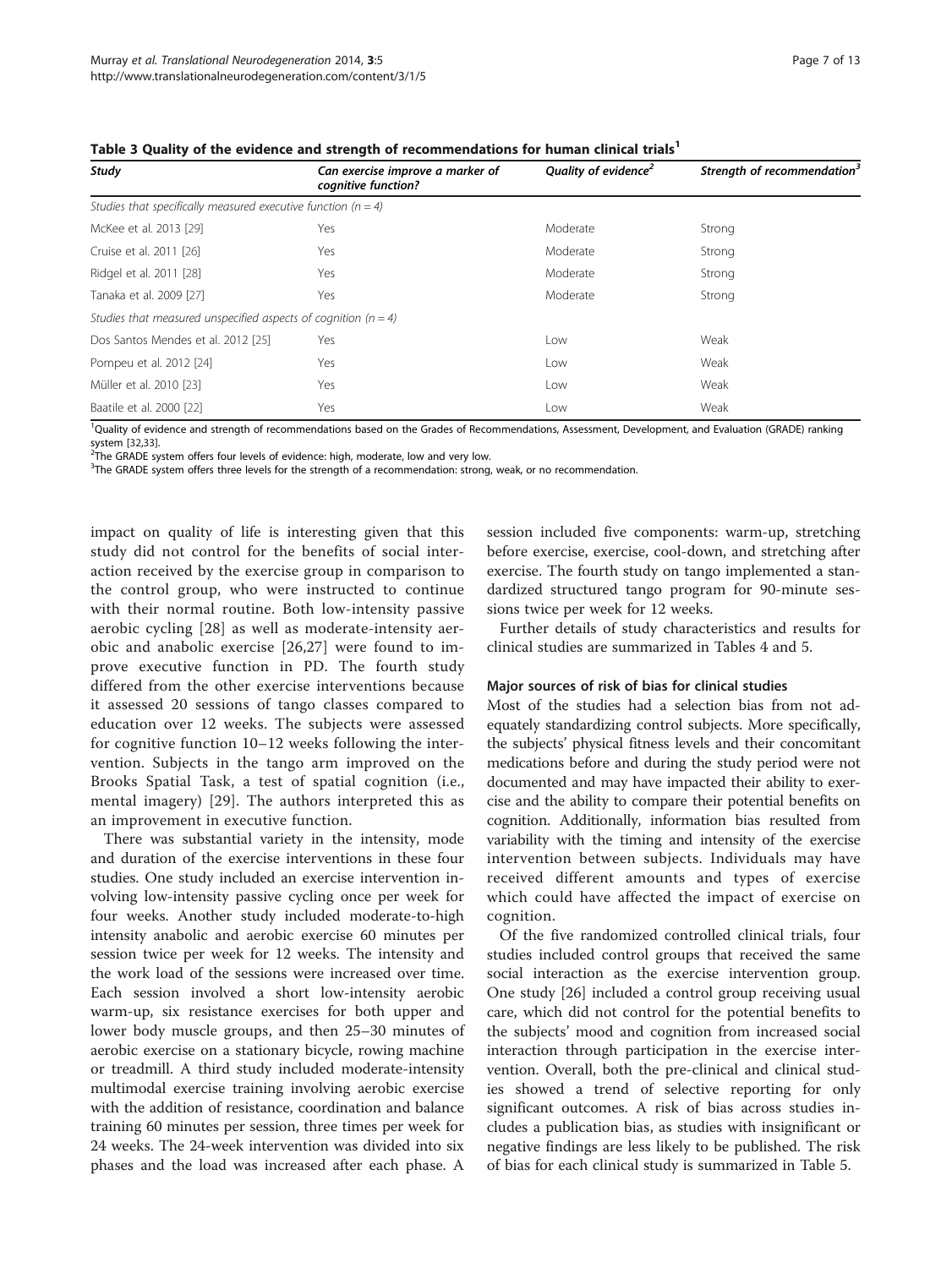**Table 3 Quality of the evidence and strength of recommendations for human clinical trials[1]**

| *Study* | *Can exercise improve a marker of cognitive function?* | *Quality of evidence[2]* | *Strength of recommendation[3]* |
|---|---|---|---|
| *Studies that specifically measured executive function (n = 4)* | | | |
| McKee et al. 2013 [29] | Yes | Moderate | Strong |
| Cruise et al. 2011 [26] | Yes | Moderate | Strong |
| Ridgel et al. 2011 [28] | Yes | Moderate | Strong |
| Tanaka et al. 2009 [27] | Yes | Moderate | Strong |
| *Studies that measured unspecified aspects of cognition (n = 4)* | | | |
| Dos Santos Mendes et al. 2012 [25] | Yes | Low | Weak |
| Pompeu et al. 2012 [24] | Yes | Low | Weak |
| Müller et al. 2010 [23] | Yes | Low | Weak |
| Baatile et al. 2000 [22] | Yes | Low | Weak |

[1]Quality of evidence and strength of recommendations based on the Grades of Recommendations, Assessment, Development, and Evaluation (GRADE) ranking system [32,33].
[2]The GRADE system offers four levels of evidence: high, moderate, low and very low.
[3]The GRADE system offers three levels for the strength of a recommendation: strong, weak, or no recommendation.

impact on quality of life is interesting given that this study did not control for the benefits of social interaction received by the exercise group in comparison to the control group, who were instructed to continue with their normal routine. Both low-intensity passive aerobic cycling [28] as well as moderate-intensity aerobic and anabolic exercise [26,27] were found to improve executive function in PD. The fourth study differed from the other exercise interventions because it assessed 20 sessions of tango classes compared to education over 12 weeks. The subjects were assessed for cognitive function 10–12 weeks following the intervention. Subjects in the tango arm improved on the Brooks Spatial Task, a test of spatial cognition (i.e., mental imagery) [29]. The authors interpreted this as an improvement in executive function.

There was substantial variety in the intensity, mode and duration of the exercise interventions in these four studies. One study included an exercise intervention involving low-intensity passive cycling once per week for four weeks. Another study included moderate-to-high intensity anabolic and aerobic exercise 60 minutes per session twice per week for 12 weeks. The intensity and the work load of the sessions were increased over time. Each session involved a short low-intensity aerobic warm-up, six resistance exercises for both upper and lower body muscle groups, and then 25–30 minutes of aerobic exercise on a stationary bicycle, rowing machine or treadmill. A third study included moderate-intensity multimodal exercise training involving aerobic exercise with the addition of resistance, coordination and balance training 60 minutes per session, three times per week for 24 weeks. The 24-week intervention was divided into six phases and the load was increased after each phase. A session included five components: warm-up, stretching before exercise, exercise, cool-down, and stretching after exercise. The fourth study on tango implemented a standardized structured tango program for 90-minute sessions twice per week for 12 weeks.

Further details of study characteristics and results for clinical studies are summarized in Tables 4 and 5.

#### Major sources of risk of bias for clinical studies

Most of the studies had a selection bias from not adequately standardizing control subjects. More specifically, the subjects' physical fitness levels and their concomitant medications before and during the study period were not documented and may have impacted their ability to exercise and the ability to compare their potential benefits on cognition. Additionally, information bias resulted from variability with the timing and intensity of the exercise intervention between subjects. Individuals may have received different amounts and types of exercise which could have affected the impact of exercise on cognition.

Of the five randomized controlled clinical trials, four studies included control groups that received the same social interaction as the exercise intervention group. One study [26] included a control group receiving usual care, which did not control for the potential benefits to the subjects' mood and cognition from increased social interaction through participation in the exercise intervention. Overall, both the pre-clinical and clinical studies showed a trend of selective reporting for only significant outcomes. A risk of bias across studies includes a publication bias, as studies with insignificant or negative findings are less likely to be published. The risk of bias for each clinical study is summarized in Table 5.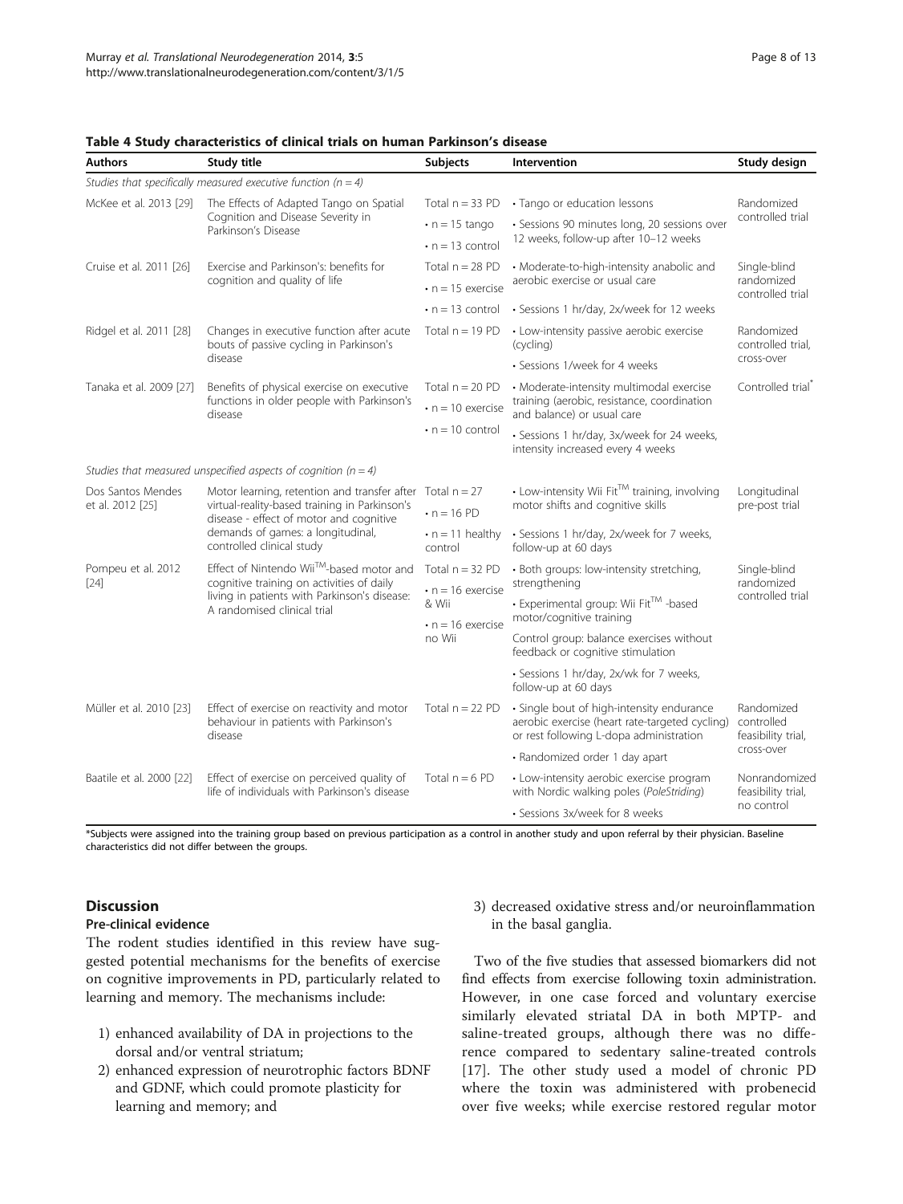**Table 4 Study characteristics of clinical trials on human Parkinson's disease**

| Authors | Study title | Subjects | Intervention | Study design |
|---|---|---|---|---|
| *Studies that specifically measured executive function (n = 4)* | | | | |
| McKee et al. 2013 [29] | The Effects of Adapted Tango on Spatial Cognition and Disease Severity in Parkinson's Disease | Total n = 33 PD<br>• n = 15 tango<br>• n = 13 control | • Tango or education lessons<br>• Sessions 90 minutes long, 20 sessions over 12 weeks, follow-up after 10–12 weeks | Randomized controlled trial |
| Cruise et al. 2011 [26] | Exercise and Parkinson's: benefits for cognition and quality of life | Total n = 28 PD<br>• n = 15 exercise<br>• n = 13 control | • Moderate-to-high-intensity anabolic and aerobic exercise or usual care<br>• Sessions 1 hr/day, 2x/week for 12 weeks | Single-blind randomized controlled trial |
| Ridgel et al. 2011 [28] | Changes in executive function after acute bouts of passive cycling in Parkinson's disease | Total n = 19 PD | • Low-intensity passive aerobic exercise (cycling)<br>• Sessions 1/week for 4 weeks | Randomized controlled trial, cross-over |
| Tanaka et al. 2009 [27] | Benefits of physical exercise on executive functions in older people with Parkinson's disease | Total n = 20 PD<br>• n = 10 exercise<br>• n = 10 control | • Moderate-intensity multimodal exercise training (aerobic, resistance, coordination and balance) or usual care<br>• Sessions 1 hr/day, 3x/week for 24 weeks, intensity increased every 4 weeks | Controlled trial* |
| *Studies that measured unspecified aspects of cognition (n = 4)* | | | | |
| Dos Santos Mendes et al. 2012 [25] | Motor learning, retention and transfer after virtual-reality-based training in Parkinson's disease - effect of motor and cognitive demands of games: a longitudinal, controlled clinical study | Total n = 27<br>• n = 16 PD<br>• n = 11 healthy control | • Low-intensity Wii Fit™ training, involving motor shifts and cognitive skills<br>• Sessions 1 hr/day, 2x/week for 7 weeks, follow-up at 60 days | Longitudinal pre-post trial |
| Pompeu et al. 2012 [24] | Effect of Nintendo Wii™-based motor and cognitive training on activities of daily living in patients with Parkinson's disease: A randomised clinical trial | Total n = 32 PD<br>• n = 16 exercise & Wii<br>• n = 16 exercise no Wii | • Both groups: low-intensity stretching, strengthening<br>• Experimental group: Wii Fit™ -based motor/cognitive training<br>Control group: balance exercises without feedback or cognitive stimulation<br>• Sessions 1 hr/day, 2x/wk for 7 weeks, follow-up at 60 days | Single-blind randomized controlled trial |
| Müller et al. 2010 [23] | Effect of exercise on reactivity and motor behaviour in patients with Parkinson's disease | Total n = 22 PD | • Single bout of high-intensity endurance aerobic exercise (heart rate-targeted cycling) or rest following L-dopa administration<br>• Randomized order 1 day apart | Randomized controlled feasibility trial, cross-over |
| Baatile et al. 2000 [22] | Effect of exercise on perceived quality of life of individuals with Parkinson's disease | Total n = 6 PD | • Low-intensity aerobic exercise program with Nordic walking poles (*PoleStriding*)<br>• Sessions 3x/week for 8 weeks | Nonrandomized feasibility trial, no control |

*Subjects were assigned into the training group based on previous participation as a control in another study and upon referral by their physician. Baseline characteristics did not differ between the groups.

## Discussion

### Pre-clinical evidence

The rodent studies identified in this review have suggested potential mechanisms for the benefits of exercise on cognitive improvements in PD, particularly related to learning and memory. The mechanisms include:

1) enhanced availability of DA in projections to the dorsal and/or ventral striatum;
2) enhanced expression of neurotrophic factors BDNF and GDNF, which could promote plasticity for learning and memory; and
3) decreased oxidative stress and/or neuroinflammation in the basal ganglia.

Two of the five studies that assessed biomarkers did not find effects from exercise following toxin administration. However, in one case forced and voluntary exercise similarly elevated striatal DA in both MPTP- and saline-treated groups, although there was no difference compared to sedentary saline-treated controls [17]. The other study used a model of chronic PD where the toxin was administered with probenecid over five weeks; while exercise restored regular motor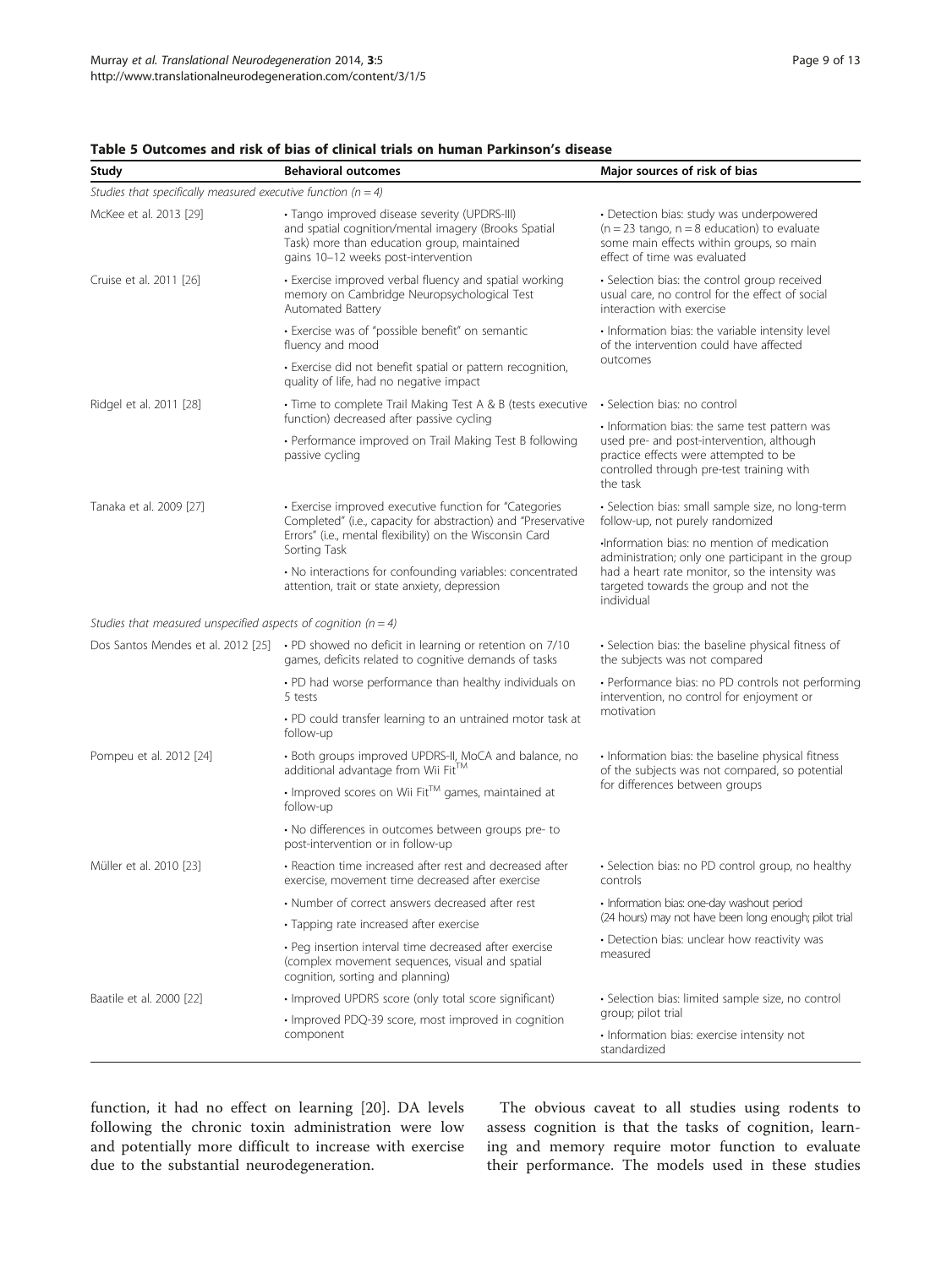**Table 5 Outcomes and risk of bias of clinical trials on human Parkinson's disease**

| Study | Behavioral outcomes | Major sources of risk of bias |
|---|---|---|
| *Studies that specifically measured executive function (n = 4)* | | |
| McKee et al. 2013 [29] | • Tango improved disease severity (UPDRS-III) and spatial cognition/mental imagery (Brooks Spatial Task) more than education group, maintained gains 10–12 weeks post-intervention | • Detection bias: study was underpowered (n = 23 tango, n = 8 education) to evaluate some main effects within groups, so main effect of time was evaluated |
| Cruise et al. 2011 [26] | • Exercise improved verbal fluency and spatial working memory on Cambridge Neuropsychological Test Automated Battery | • Selection bias: the control group received usual care, no control for the effect of social interaction with exercise |
| | • Exercise was of "possible benefit" on semantic fluency and mood | • Information bias: the variable intensity level of the intervention could have affected outcomes |
| | • Exercise did not benefit spatial or pattern recognition, quality of life, had no negative impact | |
| Ridgel et al. 2011 [28] | • Time to complete Trail Making Test A & B (tests executive function) decreased after passive cycling | • Selection bias: no control |
| | • Performance improved on Trail Making Test B following passive cycling | • Information bias: the same test pattern was used pre- and post-intervention, although practice effects were attempted to be controlled through pre-test training with the task |
| Tanaka et al. 2009 [27] | • Exercise improved executive function for "Categories Completed" (i.e., capacity for abstraction) and "Preservative Errors" (i.e., mental flexibility) on the Wisconsin Card Sorting Task | • Selection bias: small sample size, no long-term follow-up, not purely randomized |
| | • No interactions for confounding variables: concentrated attention, trait or state anxiety, depression | •Information bias: no mention of medication administration; only one participant in the group had a heart rate monitor, so the intensity was targeted towards the group and not the individual |
| *Studies that measured unspecified aspects of cognition (n = 4)* | | |
| Dos Santos Mendes et al. 2012 [25] | • PD showed no deficit in learning or retention on 7/10 games, deficits related to cognitive demands of tasks | • Selection bias: the baseline physical fitness of the subjects was not compared |
| | • PD had worse performance than healthy individuals on 5 tests | • Performance bias: no PD controls not performing intervention, no control for enjoyment or motivation |
| | • PD could transfer learning to an untrained motor task at follow-up | |
| Pompeu et al. 2012 [24] | • Both groups improved UPDRS-II, MoCA and balance, no additional advantage from Wii Fit™ | • Information bias: the baseline physical fitness of the subjects was not compared, so potential for differences between groups |
| | • Improved scores on Wii Fit™ games, maintained at follow-up | |
| | • No differences in outcomes between groups pre- to post-intervention or in follow-up | |
| Müller et al. 2010 [23] | • Reaction time increased after rest and decreased after exercise, movement time decreased after exercise | • Selection bias: no PD control group, no healthy controls |
| | • Number of correct answers decreased after rest | • Information bias: one-day washout period (24 hours) may not have been long enough; pilot trial |
| | • Tapping rate increased after exercise | • Detection bias: unclear how reactivity was measured |
| | • Peg insertion interval time decreased after exercise (complex movement sequences, visual and spatial cognition, sorting and planning) | |
| Baatile et al. 2000 [22] | • Improved UPDRS score (only total score significant) | • Selection bias: limited sample size, no control group; pilot trial |
| | • Improved PDQ-39 score, most improved in cognition component | • Information bias: exercise intensity not standardized |

function, it had no effect on learning [20]. DA levels following the chronic toxin administration were low and potentially more difficult to increase with exercise due to the substantial neurodegeneration.

The obvious caveat to all studies using rodents to assess cognition is that the tasks of cognition, learning and memory require motor function to evaluate their performance. The models used in these studies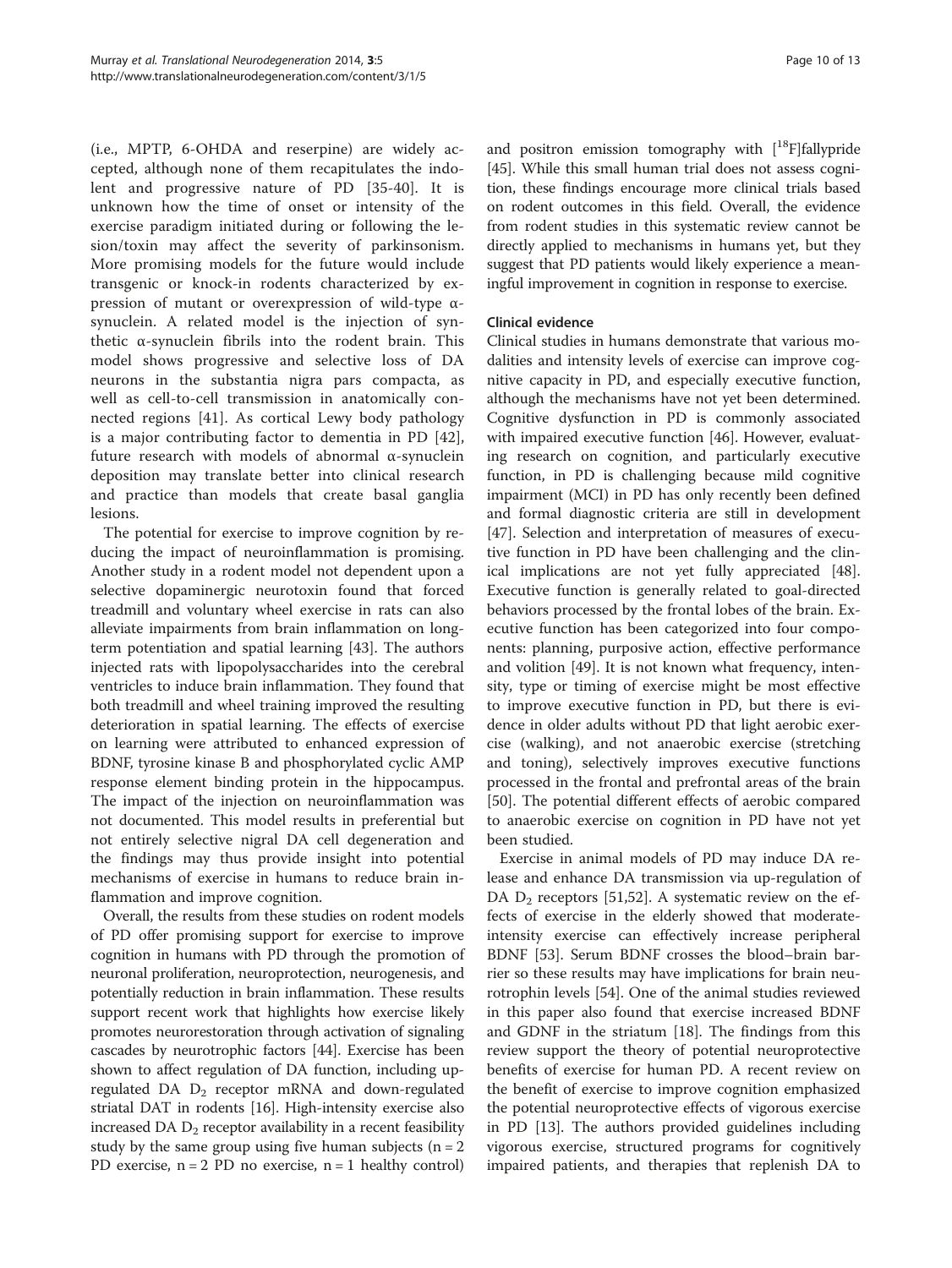(i.e., MPTP, 6-OHDA and reserpine) are widely accepted, although none of them recapitulates the indolent and progressive nature of PD [35-40]. It is unknown how the time of onset or intensity of the exercise paradigm initiated during or following the lesion/toxin may affect the severity of parkinsonism. More promising models for the future would include transgenic or knock-in rodents characterized by expression of mutant or overexpression of wild-type α-synuclein. A related model is the injection of synthetic α-synuclein fibrils into the rodent brain. This model shows progressive and selective loss of DA neurons in the substantia nigra pars compacta, as well as cell-to-cell transmission in anatomically connected regions [41]. As cortical Lewy body pathology is a major contributing factor to dementia in PD [42], future research with models of abnormal α-synuclein deposition may translate better into clinical research and practice than models that create basal ganglia lesions.

The potential for exercise to improve cognition by reducing the impact of neuroinflammation is promising. Another study in a rodent model not dependent upon a selective dopaminergic neurotoxin found that forced treadmill and voluntary wheel exercise in rats can also alleviate impairments from brain inflammation on long-term potentiation and spatial learning [43]. The authors injected rats with lipopolysaccharides into the cerebral ventricles to induce brain inflammation. They found that both treadmill and wheel training improved the resulting deterioration in spatial learning. The effects of exercise on learning were attributed to enhanced expression of BDNF, tyrosine kinase B and phosphorylated cyclic AMP response element binding protein in the hippocampus. The impact of the injection on neuroinflammation was not documented. This model results in preferential but not entirely selective nigral DA cell degeneration and the findings may thus provide insight into potential mechanisms of exercise in humans to reduce brain inflammation and improve cognition.

Overall, the results from these studies on rodent models of PD offer promising support for exercise to improve cognition in humans with PD through the promotion of neuronal proliferation, neuroprotection, neurogenesis, and potentially reduction in brain inflammation. These results support recent work that highlights how exercise likely promotes neurorestoration through activation of signaling cascades by neurotrophic factors [44]. Exercise has been shown to affect regulation of DA function, including up-regulated DA $D_2$ receptor mRNA and down-regulated striatal DAT in rodents [16]. High-intensity exercise also increased DA $D_2$ receptor availability in a recent feasibility study by the same group using five human subjects ($n = 2$ PD exercise, $n = 2$ PD no exercise, $n = 1$ healthy control) and positron emission tomography with [$^{18}$F]fallypride [45]. While this small human trial does not assess cognition, these findings encourage more clinical trials based on rodent outcomes in this field. Overall, the evidence from rodent studies in this systematic review cannot be directly applied to mechanisms in humans yet, but they suggest that PD patients would likely experience a meaningful improvement in cognition in response to exercise.

### Clinical evidence

Clinical studies in humans demonstrate that various modalities and intensity levels of exercise can improve cognitive capacity in PD, and especially executive function, although the mechanisms have not yet been determined. Cognitive dysfunction in PD is commonly associated with impaired executive function [46]. However, evaluating research on cognition, and particularly executive function, in PD is challenging because mild cognitive impairment (MCI) in PD has only recently been defined and formal diagnostic criteria are still in development [47]. Selection and interpretation of measures of executive function in PD have been challenging and the clinical implications are not yet fully appreciated [48]. Executive function is generally related to goal-directed behaviors processed by the frontal lobes of the brain. Executive function has been categorized into four components: planning, purposive action, effective performance and volition [49]. It is not known what frequency, intensity, type or timing of exercise might be most effective to improve executive function in PD, but there is evidence in older adults without PD that light aerobic exercise (walking), and not anaerobic exercise (stretching and toning), selectively improves executive functions processed in the frontal and prefrontal areas of the brain [50]. The potential different effects of aerobic compared to anaerobic exercise on cognition in PD have not yet been studied.

Exercise in animal models of PD may induce DA release and enhance DA transmission via up-regulation of DA $D_2$ receptors [51,52]. A systematic review on the effects of exercise in the elderly showed that moderate-intensity exercise can effectively increase peripheral BDNF [53]. Serum BDNF crosses the blood–brain barrier so these results may have implications for brain neurotrophin levels [54]. One of the animal studies reviewed in this paper also found that exercise increased BDNF and GDNF in the striatum [18]. The findings from this review support the theory of potential neuroprotective benefits of exercise for human PD. A recent review on the benefit of exercise to improve cognition emphasized the potential neuroprotective effects of vigorous exercise in PD [13]. The authors provided guidelines including vigorous exercise, structured programs for cognitively impaired patients, and therapies that replenish DA to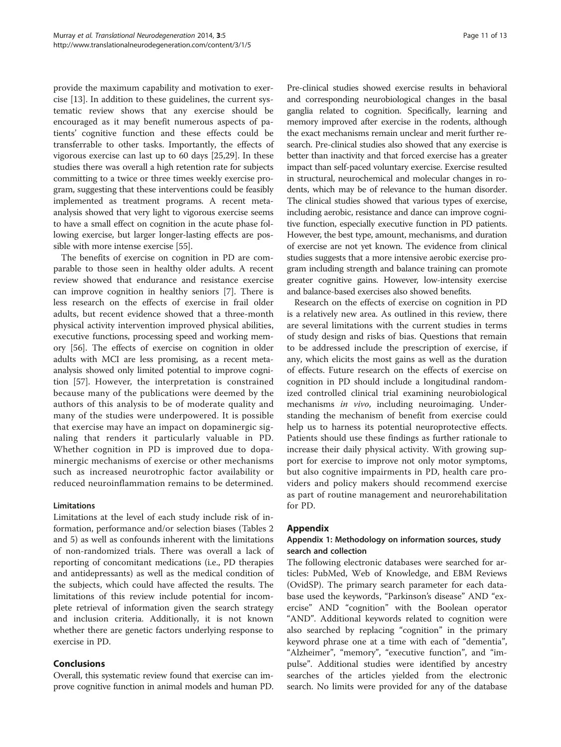provide the maximum capability and motivation to exercise [13]. In addition to these guidelines, the current systematic review shows that any exercise should be encouraged as it may benefit numerous aspects of patients' cognitive function and these effects could be transferrable to other tasks. Importantly, the effects of vigorous exercise can last up to 60 days [25,29]. In these studies there was overall a high retention rate for subjects committing to a twice or three times weekly exercise program, suggesting that these interventions could be feasibly implemented as treatment programs. A recent meta-analysis showed that very light to vigorous exercise seems to have a small effect on cognition in the acute phase following exercise, but larger longer-lasting effects are possible with more intense exercise [55].

The benefits of exercise on cognition in PD are comparable to those seen in healthy older adults. A recent review showed that endurance and resistance exercise can improve cognition in healthy seniors [7]. There is less research on the effects of exercise in frail older adults, but recent evidence showed that a three-month physical activity intervention improved physical abilities, executive functions, processing speed and working memory [56]. The effects of exercise on cognition in older adults with MCI are less promising, as a recent meta-analysis showed only limited potential to improve cognition [57]. However, the interpretation is constrained because many of the publications were deemed by the authors of this analysis to be of moderate quality and many of the studies were underpowered. It is possible that exercise may have an impact on dopaminergic signaling that renders it particularly valuable in PD. Whether cognition in PD is improved due to dopaminergic mechanisms of exercise or other mechanisms such as increased neurotrophic factor availability or reduced neuroinflammation remains to be determined.

### Limitations

Limitations at the level of each study include risk of information, performance and/or selection biases (Tables 2 and 5) as well as confounds inherent with the limitations of non-randomized trials. There was overall a lack of reporting of concomitant medications (i.e., PD therapies and antidepressants) as well as the medical condition of the subjects, which could have affected the results. The limitations of this review include potential for incomplete retrieval of information given the search strategy and inclusion criteria. Additionally, it is not known whether there are genetic factors underlying response to exercise in PD.

## Conclusions

Overall, this systematic review found that exercise can improve cognitive function in animal models and human PD. Pre-clinical studies showed exercise results in behavioral and corresponding neurobiological changes in the basal ganglia related to cognition. Specifically, learning and memory improved after exercise in the rodents, although the exact mechanisms remain unclear and merit further research. Pre-clinical studies also showed that any exercise is better than inactivity and that forced exercise has a greater impact than self-paced voluntary exercise. Exercise resulted in structural, neurochemical and molecular changes in rodents, which may be of relevance to the human disorder. The clinical studies showed that various types of exercise, including aerobic, resistance and dance can improve cognitive function, especially executive function in PD patients. However, the best type, amount, mechanisms, and duration of exercise are not yet known. The evidence from clinical studies suggests that a more intensive aerobic exercise program including strength and balance training can promote greater cognitive gains. However, low-intensity exercise and balance-based exercises also showed benefits.

Research on the effects of exercise on cognition in PD is a relatively new area. As outlined in this review, there are several limitations with the current studies in terms of study design and risks of bias. Questions that remain to be addressed include the prescription of exercise, if any, which elicits the most gains as well as the duration of effects. Future research on the effects of exercise on cognition in PD should include a longitudinal randomized controlled clinical trial examining neurobiological mechanisms *in vivo*, including neuroimaging. Understanding the mechanism of benefit from exercise could help us to harness its potential neuroprotective effects. Patients should use these findings as further rationale to increase their daily physical activity. With growing support for exercise to improve not only motor symptoms, but also cognitive impairments in PD, health care providers and policy makers should recommend exercise as part of routine management and neurorehabilitation for PD.

## Appendix

### Appendix 1: Methodology on information sources, study search and collection

The following electronic databases were searched for articles: PubMed, Web of Knowledge, and EBM Reviews (OvidSP). The primary search parameter for each database used the keywords, "Parkinson's disease" AND "exercise" AND "cognition" with the Boolean operator "AND". Additional keywords related to cognition were also searched by replacing "cognition" in the primary keyword phrase one at a time with each of "dementia", "Alzheimer", "memory", "executive function", and "impulse". Additional studies were identified by ancestry searches of the articles yielded from the electronic search. No limits were provided for any of the database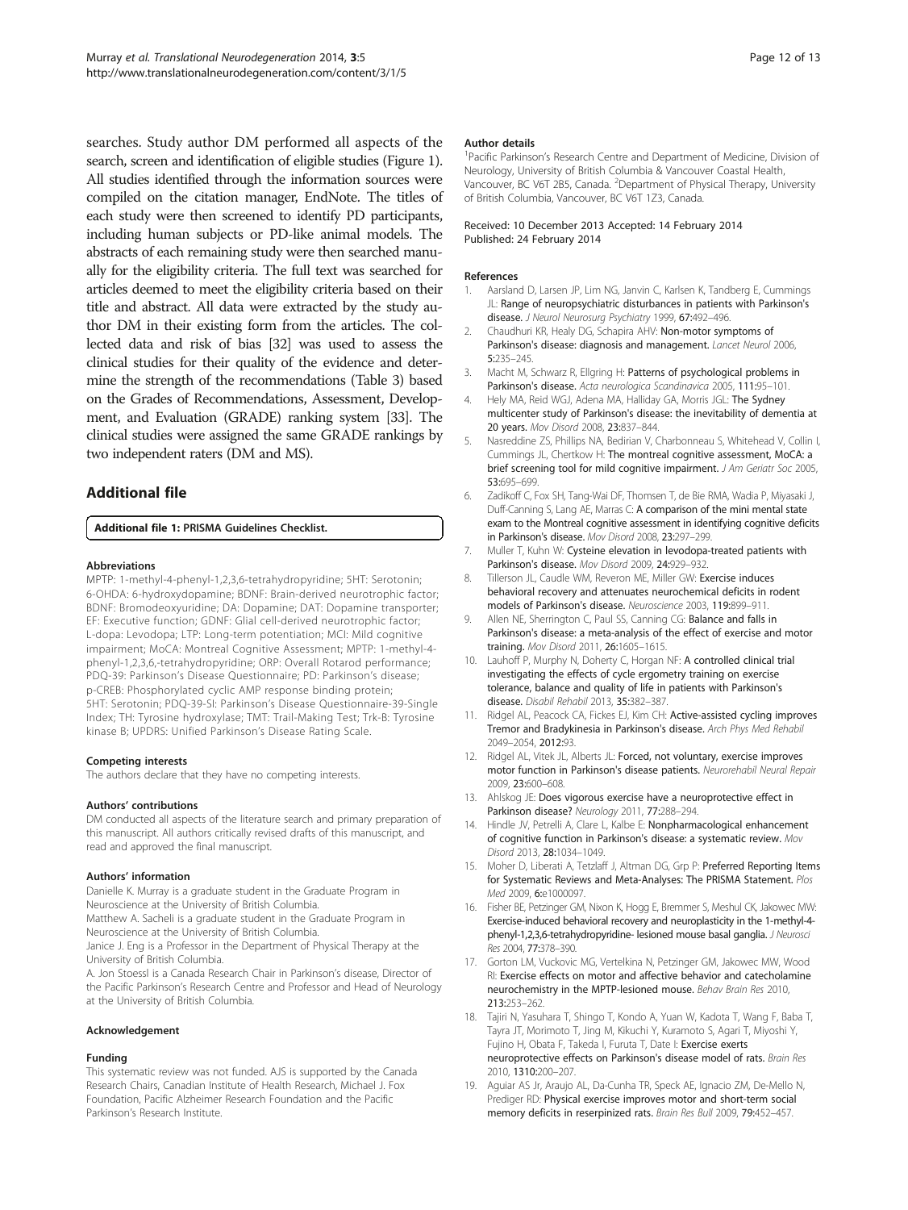searches. Study author DM performed all aspects of the search, screen and identification of eligible studies (Figure 1). All studies identified through the information sources were compiled on the citation manager, EndNote. The titles of each study were then screened to identify PD participants, including human subjects or PD-like animal models. The abstracts of each remaining study were then searched manually for the eligibility criteria. The full text was searched for articles deemed to meet the eligibility criteria based on their title and abstract. All data were extracted by the study author DM in their existing form from the articles. The collected data and risk of bias [32] was used to assess the clinical studies for their quality of the evidence and determine the strength of the recommendations (Table 3) based on the Grades of Recommendations, Assessment, Development, and Evaluation (GRADE) ranking system [33]. The clinical studies were assigned the same GRADE rankings by two independent raters (DM and MS).

## Additional file

**Additional file 1: PRISMA Guidelines Checklist.**

#### Abbreviations

MPTP: 1-methyl-4-phenyl-1,2,3,6-tetrahydropyridine; 5HT: Serotonin; 6-OHDA: 6-hydroxydopamine; BDNF: Brain-derived neurotrophic factor; BDNF: Bromodeoxyuridine; DA: Dopamine; DAT: Dopamine transporter; EF: Executive function; GDNF: Glial cell-derived neurotrophic factor; L-dopa: Levodopa; LTP: Long-term potentiation; MCI: Mild cognitive impairment; MoCA: Montreal Cognitive Assessment; MPTP: 1-methyl-4-phenyl-1,2,3,6,-tetrahydropyridine; ORP: Overall Rotarod performance; PDQ-39: Parkinson's Disease Questionnaire; PD: Parkinson's disease; p-CREB: Phosphorylated cyclic AMP response binding protein; 5HT: Serotonin; PDQ-39-SI: Parkinson's Disease Questionnaire-39-Single Index; TH: Tyrosine hydroxylase; TMT: Trail-Making Test; Trk-B: Tyrosine kinase B; UPDRS: Unified Parkinson's Disease Rating Scale.

#### Competing interests

The authors declare that they have no competing interests.

#### Authors' contributions

DM conducted all aspects of the literature search and primary preparation of this manuscript. All authors critically revised drafts of this manuscript, and read and approved the final manuscript.

#### Authors' information

Danielle K. Murray is a graduate student in the Graduate Program in Neuroscience at the University of British Columbia.
Matthew A. Sacheli is a graduate student in the Graduate Program in Neuroscience at the University of British Columbia.
Janice J. Eng is a Professor in the Department of Physical Therapy at the University of British Columbia.
A. Jon Stoessl is a Canada Research Chair in Parkinson's disease, Director of the Pacific Parkinson's Research Centre and Professor and Head of Neurology at the University of British Columbia.

#### Acknowledgement

#### Funding

This systematic review was not funded. AJS is supported by the Canada Research Chairs, Canadian Institute of Health Research, Michael J. Fox Foundation, Pacific Alzheimer Research Foundation and the Pacific Parkinson's Research Institute.

#### Author details

[1]Pacific Parkinson's Research Centre and Department of Medicine, Division of Neurology, University of British Columbia & Vancouver Coastal Health, Vancouver, BC V6T 2B5, Canada. [2]Department of Physical Therapy, University of British Columbia, Vancouver, BC V6T 1Z3, Canada.

Received: 10 December 2013 Accepted: 14 February 2014
Published: 24 February 2014

#### References

1. Aarsland D, Larsen JP, Lim NG, Janvin C, Karlsen K, Tandberg E, Cummings JL: **Range of neuropsychiatric disturbances in patients with Parkinson's disease.** *J Neurol Neurosurg Psychiatry* 1999, **67:**492–496.
2. Chaudhuri KR, Healy DG, Schapira AHV: **Non-motor symptoms of Parkinson's disease: diagnosis and management.** *Lancet Neurol* 2006, **5:**235–245.
3. Macht M, Schwarz R, Ellgring H: **Patterns of psychological problems in Parkinson's disease.** *Acta neurologica Scandinavica* 2005, **111:**95–101.
4. Hely MA, Reid WGJ, Adena MA, Halliday GA, Morris JGL: **The Sydney multicenter study of Parkinson's disease: the inevitability of dementia at 20 years.** *Mov Disord* 2008, **23:**837–844.
5. Nasreddine ZS, Phillips NA, Bedirian V, Charbonneau S, Whitehead V, Collin I, Cummings JL, Chertkow H: **The montreal cognitive assessment, MoCA: a brief screening tool for mild cognitive impairment.** *J Am Geriatr Soc* 2005, **53:**695–699.
6. Zadikoff C, Fox SH, Tang-Wai DF, Thomsen T, de Bie RMA, Wadia P, Miyasaki J, Duff-Canning S, Lang AE, Marras C: **A comparison of the mini mental state exam to the Montreal cognitive assessment in identifying cognitive deficits in Parkinson's disease.** *Mov Disord* 2008, **23:**297–299.
7. Muller T, Kuhn W: **Cysteine elevation in levodopa-treated patients with Parkinson's disease.** *Mov Disord* 2009, **24:**929–932.
8. Tillerson JL, Caudle WM, Reveron ME, Miller GW: **Exercise induces behavioral recovery and attenuates neurochemical deficits in rodent models of Parkinson's disease.** *Neuroscience* 2003, **119:**899–911.
9. Allen NE, Sherrington C, Paul SS, Canning CG: **Balance and falls in Parkinson's disease: a meta-analysis of the effect of exercise and motor training.** *Mov Disord* 2011, **26:**1605–1615.
10. Lauhoff P, Murphy N, Doherty C, Horgan NF: **A controlled clinical trial investigating the effects of cycle ergometry training on exercise tolerance, balance and quality of life in patients with Parkinson's disease.** *Disabil Rehabil* 2013, **35:**382–387.
11. Ridgel AL, Peacock CA, Fickes EJ, Kim CH: **Active-assisted cycling improves Tremor and Bradykinesia in Parkinson's disease.** *Arch Phys Med Rehabil* 2049–2054, **2012:**93.
12. Ridgel AL, Vitek JL, Alberts JL: **Forced, not voluntary, exercise improves motor function in Parkinson's disease patients.** *Neurorehabil Neural Repair* 2009, **23:**600–608.
13. Ahlskog JE: **Does vigorous exercise have a neuroprotective effect in Parkinson disease?** *Neurology* 2011, **77:**288–294.
14. Hindle JV, Petrelli A, Clare L, Kalbe E: **Nonpharmacological enhancement of cognitive function in Parkinson's disease: a systematic review.** *Mov Disord* 2013, **28:**1034–1049.
15. Moher D, Liberati A, Tetzlaff J, Altman DG, Grp P: **Preferred Reporting Items for Systematic Reviews and Meta-Analyses: The PRISMA Statement.** *Plos Med* 2009, **6:**e1000097.
16. Fisher BE, Petzinger GM, Nixon K, Hogg E, Bremmer S, Meshul CK, Jakowec MW: **Exercise-induced behavioral recovery and neuroplasticity in the 1-methyl-4-phenyl-1,2,3,6-tetrahydropyridine- lesioned mouse basal ganglia.** *J Neurosci Res* 2004, **77:**378–390.
17. Gorton LM, Vuckovic MG, Vertelkina N, Petzinger GM, Jakowec MW, Wood RI: **Exercise effects on motor and affective behavior and catecholamine neurochemistry in the MPTP-lesioned mouse.** *Behav Brain Res* 2010, **213:**253–262.
18. Tajiri N, Yasuhara T, Shingo T, Kondo A, Yuan W, Kadota T, Wang F, Baba T, Tayra JT, Morimoto T, Jing M, Kikuchi Y, Kuramoto S, Agari T, Miyoshi Y, Fujino H, Obata F, Takeda I, Furuta T, Date I: **Exercise exerts neuroprotective effects on Parkinson's disease model of rats.** *Brain Res* 2010, **1310:**200–207.
19. Aguiar AS Jr, Araujo AL, Da-Cunha TR, Speck AE, Ignacio ZM, De-Mello N, Prediger RD: **Physical exercise improves motor and short-term social memory deficits in reserpinized rats.** *Brain Res Bull* 2009, **79:**452–457.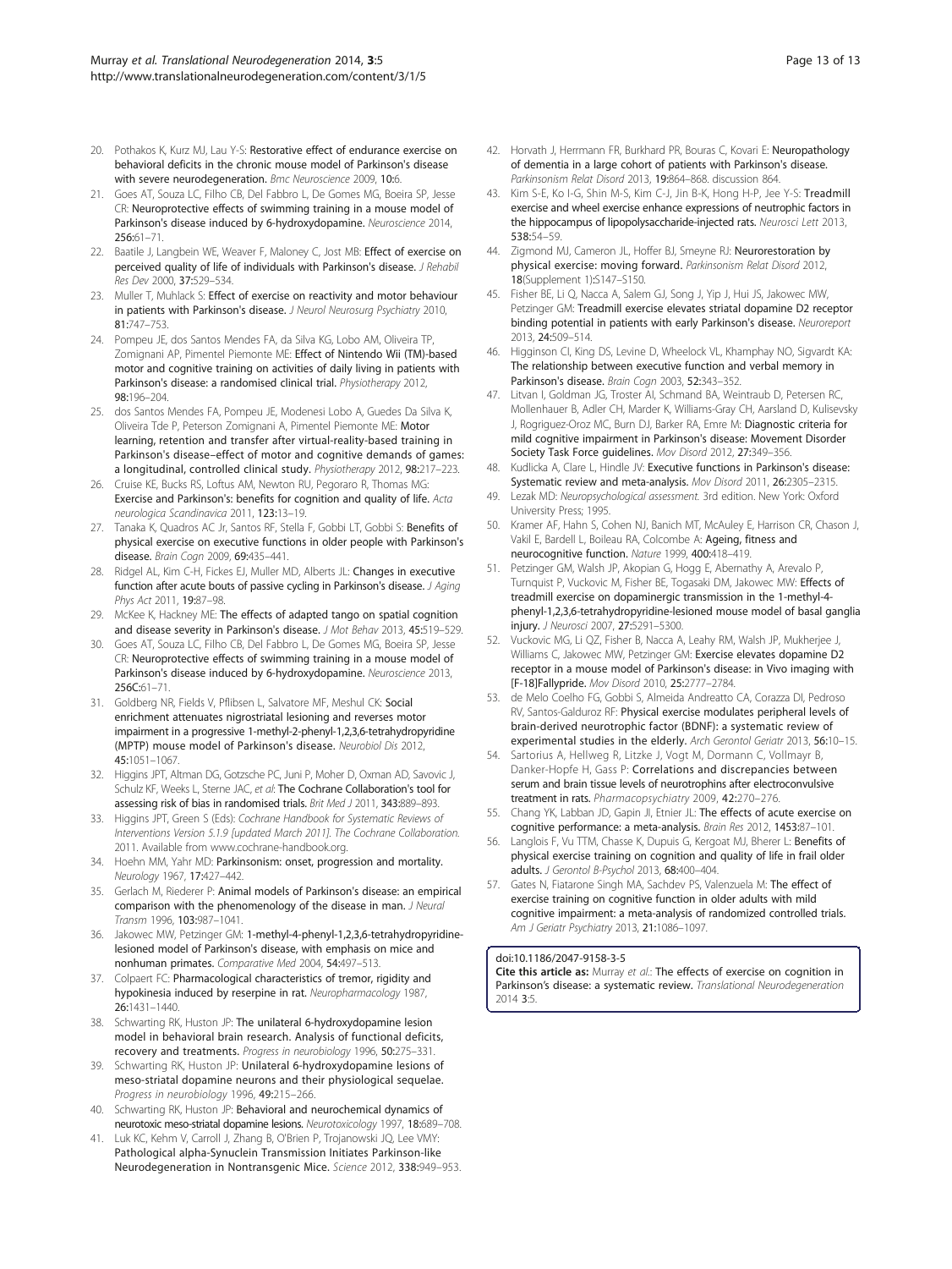20. Pothakos K, Kurz MJ, Lau Y-S: **Restorative effect of endurance exercise on behavioral deficits in the chronic mouse model of Parkinson's disease with severe neurodegeneration.** *Bmc Neuroscience* 2009, **10:**6.
21. Goes AT, Souza LC, Filho CB, Del Fabbro L, De Gomes MG, Boeira SP, Jesse CR: **Neuroprotective effects of swimming training in a mouse model of Parkinson's disease induced by 6-hydroxydopamine.** *Neuroscience* 2014, **256:**61–71.
22. Baatile J, Langbein WE, Weaver F, Maloney C, Jost MB: **Effect of exercise on perceived quality of life of individuals with Parkinson's disease.** *J Rehabil Res Dev* 2000, **37:**529–534.
23. Muller T, Muhlack S: **Effect of exercise on reactivity and motor behaviour in patients with Parkinson's disease.** *J Neurol Neurosurg Psychiatry* 2010, **81:**747–753.
24. Pompeu JE, dos Santos Mendes FA, da Silva KG, Lobo AM, Oliveira TP, Zomignani AP, Pimentel Piemonte ME: **Effect of Nintendo Wii (TM)-based motor and cognitive training on activities of daily living in patients with Parkinson's disease: a randomised clinical trial.** *Physiotherapy* 2012, **98:**196–204.
25. dos Santos Mendes FA, Pompeu JE, Modenesi Lobo A, Guedes Da Silva K, Oliveira Tde P, Peterson Zomignani A, Pimentel Piemonte ME: **Motor learning, retention and transfer after virtual-reality-based training in Parkinson's disease–effect of motor and cognitive demands of games: a longitudinal, controlled clinical study.** *Physiotherapy* 2012, **98:**217–223.
26. Cruise KE, Bucks RS, Loftus AM, Newton RU, Pegoraro R, Thomas MG: **Exercise and Parkinson's: benefits for cognition and quality of life.** *Acta neurologica Scandinavica* 2011, **123:**13–19.
27. Tanaka K, Quadros AC Jr, Santos RF, Stella F, Gobbi LT, Gobbi S: **Benefits of physical exercise on executive functions in older people with Parkinson's disease.** *Brain Cogn* 2009, **69:**435–441.
28. Ridgel AL, Kim C-H, Fickes EJ, Muller MD, Alberts JL: **Changes in executive function after acute bouts of passive cycling in Parkinson's disease.** *J Aging Phys Act* 2011, **19:**87–98.
29. McKee K, Hackney ME: **The effects of adapted tango on spatial cognition and disease severity in Parkinson's disease.** *J Mot Behav* 2013, **45:**519–529.
30. Goes AT, Souza LC, Filho CB, Del Fabbro L, De Gomes MG, Boeira SP, Jesse CR: **Neuroprotective effects of swimming training in a mouse model of Parkinson's disease induced by 6-hydroxydopamine.** *Neuroscience* 2013, **256C:**61–71.
31. Goldberg NR, Fields V, Pflibsen L, Salvatore MF, Meshul CK: **Social enrichment attenuates nigrostriatal lesioning and reverses motor impairment in a progressive 1-methyl-2-phenyl-1,2,3,6-tetrahydropyridine (MPTP) mouse model of Parkinson's disease.** *Neurobiol Dis* 2012, **45:**1051–1067.
32. Higgins JPT, Altman DG, Gotzsche PC, Juni P, Moher D, Oxman AD, Savovic J, Schulz KF, Weeks L, Sterne JAC, *et al*: **The Cochrane Collaboration's tool for assessing risk of bias in randomised trials.** *Brit Med J* 2011, **343:**889–893.
33. Higgins JPT, Green S (Eds): *Cochrane Handbook for Systematic Reviews of Interventions Version 5.1.9 [updated March 2011]. The Cochrane Collaboration.* 2011. Available from www.cochrane-handbook.org.
34. Hoehn MM, Yahr MD: **Parkinsonism: onset, progression and mortality.** *Neurology* 1967, **17:**427–442.
35. Gerlach M, Riederer P: **Animal models of Parkinson's disease: an empirical comparison with the phenomenology of the disease in man.** *J Neural Transm* 1996, **103:**987–1041.
36. Jakowec MW, Petzinger GM: **1-methyl-4-phenyl-1,2,3,6-tetrahydropyridine-lesioned model of Parkinson's disease, with emphasis on mice and nonhuman primates.** *Comparative Med* 2004, **54:**497–513.
37. Colpaert FC: **Pharmacological characteristics of tremor, rigidity and hypokinesia induced by reserpine in rat.** *Neuropharmacology* 1987, **26:**1431–1440.
38. Schwarting RK, Huston JP: **The unilateral 6-hydroxydopamine lesion model in behavioral brain research. Analysis of functional deficits, recovery and treatments.** *Progress in neurobiology* 1996, **50:**275–331.
39. Schwarting RK, Huston JP: **Unilateral 6-hydroxydopamine lesions of meso-striatal dopamine neurons and their physiological sequelae.** *Progress in neurobiology* 1996, **49:**215–266.
40. Schwarting RK, Huston JP: **Behavioral and neurochemical dynamics of neurotoxic meso-striatal dopamine lesions.** *Neurotoxicology* 1997, **18:**689–708.
41. Luk KC, Kehm V, Carroll J, Zhang B, O'Brien P, Trojanowski JQ, Lee VMY: **Pathological alpha-Synuclein Transmission Initiates Parkinson-like Neurodegeneration in Nontransgenic Mice.** *Science* 2012, **338:**949–953.
42. Horvath J, Herrmann FR, Burkhard PR, Bouras C, Kovari E: **Neuropathology of dementia in a large cohort of patients with Parkinson's disease.** *Parkinsonism Relat Disord* 2013, **19:**864–868. discussion 864.
43. Kim S-E, Ko I-G, Shin M-S, Kim C-J, Jin B-K, Hong H-P, Jee Y-S: **Treadmill exercise and wheel exercise enhance expressions of neutrophic factors in the hippocampus of lipopolysaccharide-injected rats.** *Neurosci Lett* 2013, **538:**54–59.
44. Zigmond MJ, Cameron JL, Hoffer BJ, Smeyne RJ: **Neurorestoration by physical exercise: moving forward.** *Parkinsonism Relat Disord* 2012, **18**(Supplement 1)**:**S147–S150.
45. Fisher BE, Li Q, Nacca A, Salem GJ, Song J, Yip J, Hui JS, Jakowec MW, Petzinger GM: **Treadmill exercise elevates striatal dopamine D2 receptor binding potential in patients with early Parkinson's disease.** *Neuroreport* 2013, **24:**509–514.
46. Higginson CI, King DS, Levine D, Wheelock VL, Khamphay NO, Sigvardt KA: **The relationship between executive function and verbal memory in Parkinson's disease.** *Brain Cogn* 2003, **52:**343–352.
47. Litvan I, Goldman JG, Troster AI, Schmand BA, Weintraub D, Petersen RC, Mollenhauer B, Adler CH, Marder K, Williams-Gray CH, Aarsland D, Kulisevsky J, Rogriguez-Oroz MC, Burn DJ, Barker RA, Emre M: **Diagnostic criteria for mild cognitive impairment in Parkinson's disease: Movement Disorder Society Task Force guidelines.** *Mov Disord* 2012, **27:**349–356.
48. Kudlicka A, Clare L, Hindle JV: **Executive functions in Parkinson's disease: Systematic review and meta-analysis.** *Mov Disord* 2011, **26:**2305–2315.
49. Lezak MD: *Neuropsychological assessment.* 3rd edition. New York: Oxford University Press; 1995.
50. Kramer AF, Hahn S, Cohen NJ, Banich MT, McAuley E, Harrison CR, Chason J, Vakil E, Bardell L, Boileau RA, Colcombe A: **Ageing, fitness and neurocognitive function.** *Nature* 1999, **400:**418–419.
51. Petzinger GM, Walsh JP, Akopian G, Hogg E, Abernathy A, Arevalo P, Turnquist P, Vuckovic M, Fisher BE, Togasaki DM, Jakowec MW: **Effects of treadmill exercise on dopaminergic transmission in the 1-methyl-4-phenyl-1,2,3,6-tetrahydropyridine-lesioned mouse model of basal ganglia injury.** *J Neurosci* 2007, **27:**5291–5300.
52. Vuckovic MG, Li QZ, Fisher B, Nacca A, Leahy RM, Walsh JP, Mukherjee J, Williams C, Jakowec MW, Petzinger GM: **Exercise elevates dopamine D2 receptor in a mouse model of Parkinson's disease: in Vivo imaging with [F-18]Fallypride.** *Mov Disord* 2010, **25:**2777–2784.
53. de Melo Coelho FG, Gobbi S, Almeida Andreatto CA, Corazza DI, Pedroso RV, Santos-Galduroz RF: **Physical exercise modulates peripheral levels of brain-derived neurotrophic factor (BDNF): a systematic review of experimental studies in the elderly.** *Arch Gerontol Geriatr* 2013, **56:**10–15.
54. Sartorius A, Hellweg R, Litzke J, Vogt M, Dormann C, Vollmayr B, Danker-Hopfe H, Gass P: **Correlations and discrepancies between serum and brain tissue levels of neurotrophins after electroconvulsive treatment in rats.** *Pharmacopsychiatry* 2009, **42:**270–276.
55. Chang YK, Labban JD, Gapin JI, Etnier JL: **The effects of acute exercise on cognitive performance: a meta-analysis.** *Brain Res* 2012, **1453:**87–101.
56. Langlois F, Vu TTM, Chasse K, Dupuis G, Kergoat MJ, Bherer L: **Benefits of physical exercise training on cognition and quality of life in frail older adults.** *J Gerontol B-Psychol* 2013, **68:**400–404.
57. Gates N, Fiatarone Singh MA, Sachdev PS, Valenzuela M: **The effect of exercise training on cognitive function in older adults with mild cognitive impairment: a meta-analysis of randomized controlled trials.** *Am J Geriatr Psychiatry* 2013, **21:**1086–1097.

doi:10.1186/2047-9158-3-5

**Cite this article as:** Murray *et al.*: The effects of exercise on cognition in Parkinson's disease: a systematic review. *Translational Neurodegeneration* 2014 **3**:5.